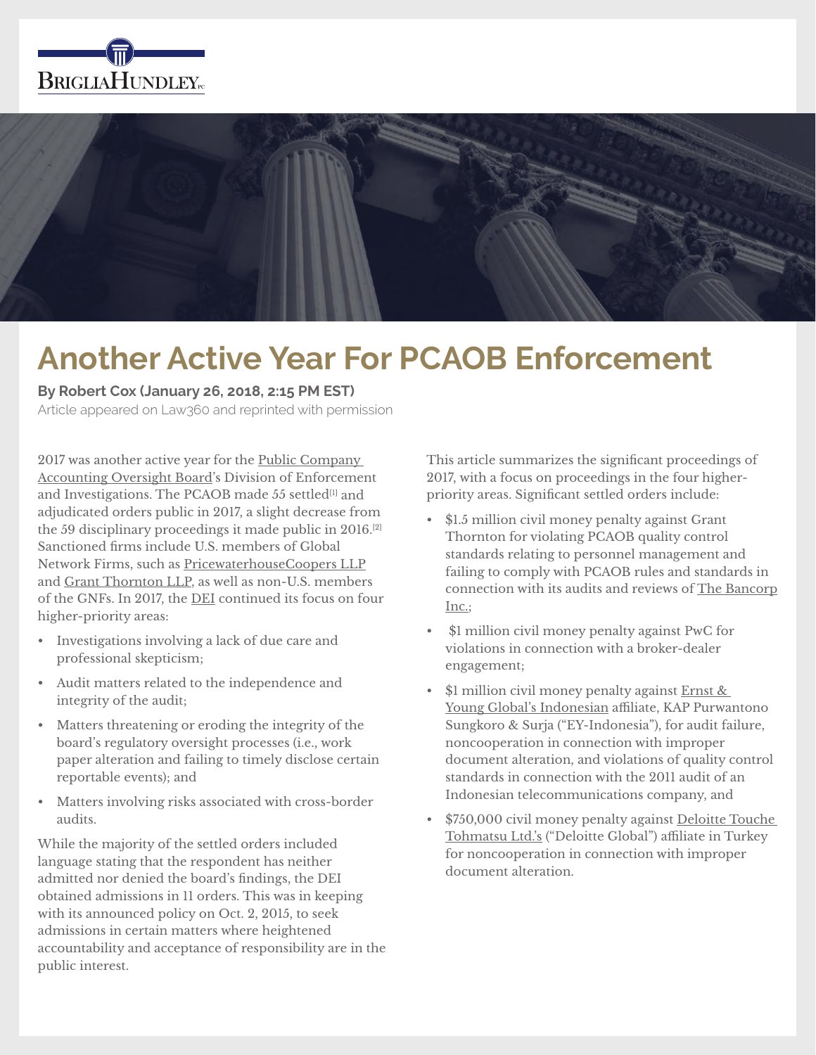# Another Active Year For PCAOB Enforcement

**By Robert Cox (January 26, 2018, 2:15 PM EST)**

Article appeared on Law360 and reprinted with permission

2017 was another active year for the Public Company Accounting Oversight Board's Division of Enforcement and Investigations. The PCAOB made 55 settled[1] and adjudicated orders public in 2017, a slight decrease from the 59 disciplinary proceedings it made public in 2016.[2] Sanctioned firms include U.S. members of Global Network Firms, such as PricewaterhouseCoopers LLP and Grant Thornton LLP, as well as non-U.S. members of the GNFs. In 2017, the DEI continued its focus on four higher-priority areas:

- Investigations involving a lack of due care and professional skepticism;
- Audit matters related to the independence and integrity of the audit;
- Matters threatening or eroding the integrity of the board's regulatory oversight processes (i.e., work paper alteration and failing to timely disclose certain reportable events); and
- Matters involving risks associated with cross-border audits.

While the majority of the settled orders included language stating that the respondent has neither admitted nor denied the board's findings, the DEI obtained admissions in 11 orders. This was in keeping with its announced policy on Oct. 2, 2015, to seek admissions in certain matters where heightened accountability and acceptance of responsibility are in the public interest.

This article summarizes the significant proceedings of 2017, with a focus on proceedings in the four higher-priority areas. Significant settled orders include:

- $1.5 million civil money penalty against Grant Thornton for violating PCAOB quality control standards relating to personnel management and failing to comply with PCAOB rules and standards in connection with its audits and reviews of The Bancorp Inc.;
- $1 million civil money penalty against PwC for violations in connection with a broker-dealer engagement;
- $1 million civil money penalty against Ernst & Young Global's Indonesian affiliate, KAP Purwantono Sungkoro & Surja ("EY-Indonesia"), for audit failure, noncooperation in connection with improper document alteration, and violations of quality control standards in connection with the 2011 audit of an Indonesian telecommunications company, and
- $750,000 civil money penalty against Deloitte Touche Tohmatsu Ltd.'s ("Deloitte Global") affiliate in Turkey for noncooperation in connection with improper document alteration.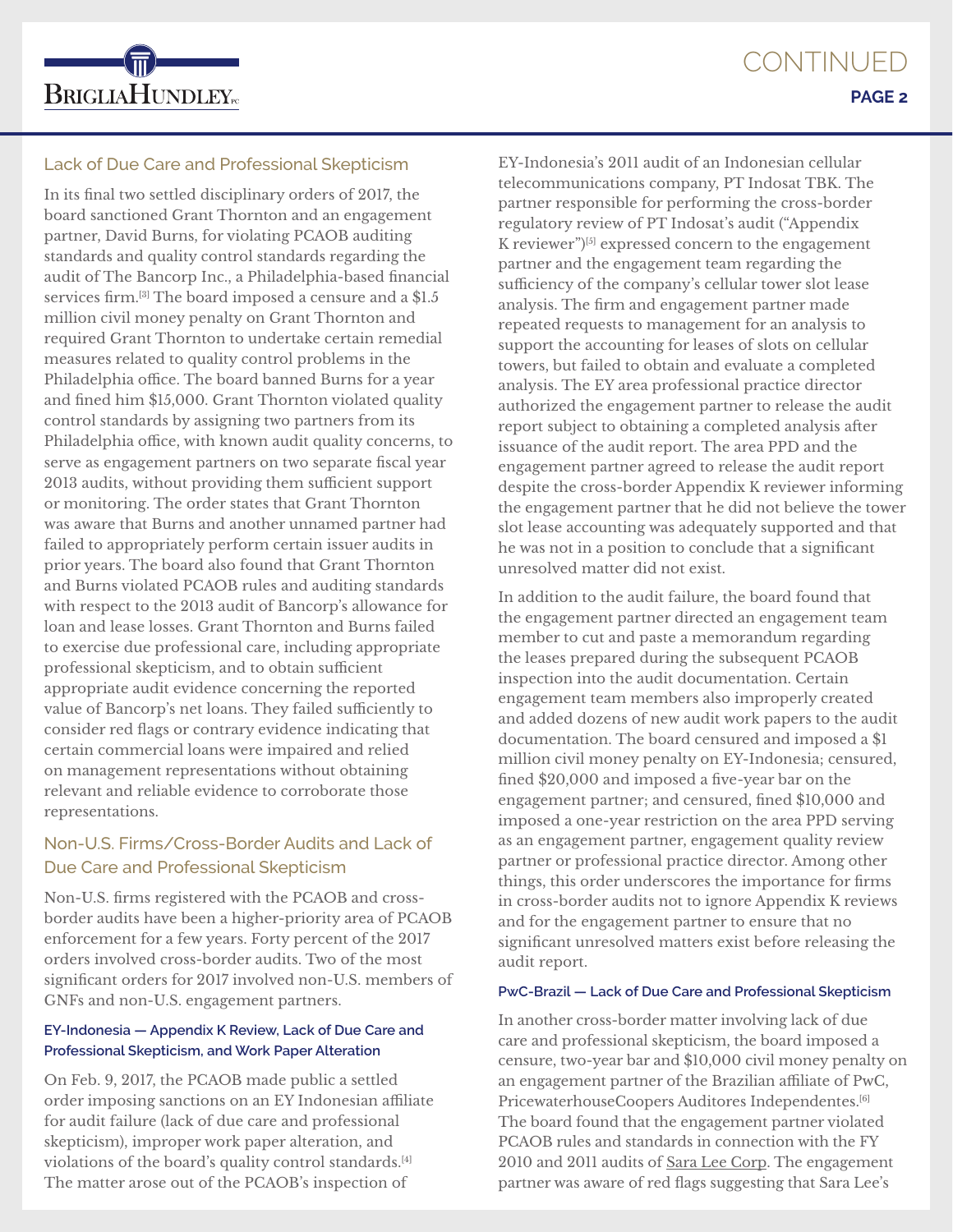## Lack of Due Care and Professional Skepticism

In its final two settled disciplinary orders of 2017, the board sanctioned Grant Thornton and an engagement partner, David Burns, for violating PCAOB auditing standards and quality control standards regarding the audit of The Bancorp Inc., a Philadelphia-based financial services firm.[3] The board imposed a censure and a $1.5 million civil money penalty on Grant Thornton and required Grant Thornton to undertake certain remedial measures related to quality control problems in the Philadelphia office. The board banned Burns for a year and fined him $15,000. Grant Thornton violated quality control standards by assigning two partners from its Philadelphia office, with known audit quality concerns, to serve as engagement partners on two separate fiscal year 2013 audits, without providing them sufficient support or monitoring. The order states that Grant Thornton was aware that Burns and another unnamed partner had failed to appropriately perform certain issuer audits in prior years. The board also found that Grant Thornton and Burns violated PCAOB rules and auditing standards with respect to the 2013 audit of Bancorp's allowance for loan and lease losses. Grant Thornton and Burns failed to exercise due professional care, including appropriate professional skepticism, and to obtain sufficient appropriate audit evidence concerning the reported value of Bancorp's net loans. They failed sufficiently to consider red flags or contrary evidence indicating that certain commercial loans were impaired and relied on management representations without obtaining relevant and reliable evidence to corroborate those representations.

## Non-U.S. Firms/Cross-Border Audits and Lack of Due Care and Professional Skepticism

Non-U.S. firms registered with the PCAOB and cross-border audits have been a higher-priority area of PCAOB enforcement for a few years. Forty percent of the 2017 orders involved cross-border audits. Two of the most significant orders for 2017 involved non-U.S. members of GNFs and non-U.S. engagement partners.

### EY-Indonesia — Appendix K Review, Lack of Due Care and Professional Skepticism, and Work Paper Alteration

On Feb. 9, 2017, the PCAOB made public a settled order imposing sanctions on an EY Indonesian affiliate for audit failure (lack of due care and professional skepticism), improper work paper alteration, and violations of the board's quality control standards.[4] The matter arose out of the PCAOB's inspection of EY-Indonesia's 2011 audit of an Indonesian cellular telecommunications company, PT Indosat TBK. The partner responsible for performing the cross-border regulatory review of PT Indosat's audit ("Appendix K reviewer")[5] expressed concern to the engagement partner and the engagement team regarding the sufficiency of the company's cellular tower slot lease analysis. The firm and engagement partner made repeated requests to management for an analysis to support the accounting for leases of slots on cellular towers, but failed to obtain and evaluate a completed analysis. The EY area professional practice director authorized the engagement partner to release the audit report subject to obtaining a completed analysis after issuance of the audit report. The area PPD and the engagement partner agreed to release the audit report despite the cross-border Appendix K reviewer informing the engagement partner that he did not believe the tower slot lease accounting was adequately supported and that he was not in a position to conclude that a significant unresolved matter did not exist.

In addition to the audit failure, the board found that the engagement partner directed an engagement team member to cut and paste a memorandum regarding the leases prepared during the subsequent PCAOB inspection into the audit documentation. Certain engagement team members also improperly created and added dozens of new audit work papers to the audit documentation. The board censured and imposed a $1 million civil money penalty on EY-Indonesia; censured, fined $20,000 and imposed a five-year bar on the engagement partner; and censured, fined $10,000 and imposed a one-year restriction on the area PPD serving as an engagement partner, engagement quality review partner or professional practice director. Among other things, this order underscores the importance for firms in cross-border audits not to ignore Appendix K reviews and for the engagement partner to ensure that no significant unresolved matters exist before releasing the audit report.

### PwC-Brazil — Lack of Due Care and Professional Skepticism

In another cross-border matter involving lack of due care and professional skepticism, the board imposed a censure, two-year bar and $10,000 civil money penalty on an engagement partner of the Brazilian affiliate of PwC, PricewaterhouseCoopers Auditores Independentes.[6] The board found that the engagement partner violated PCAOB rules and standards in connection with the FY 2010 and 2011 audits of Sara Lee Corp. The engagement partner was aware of red flags suggesting that Sara Lee's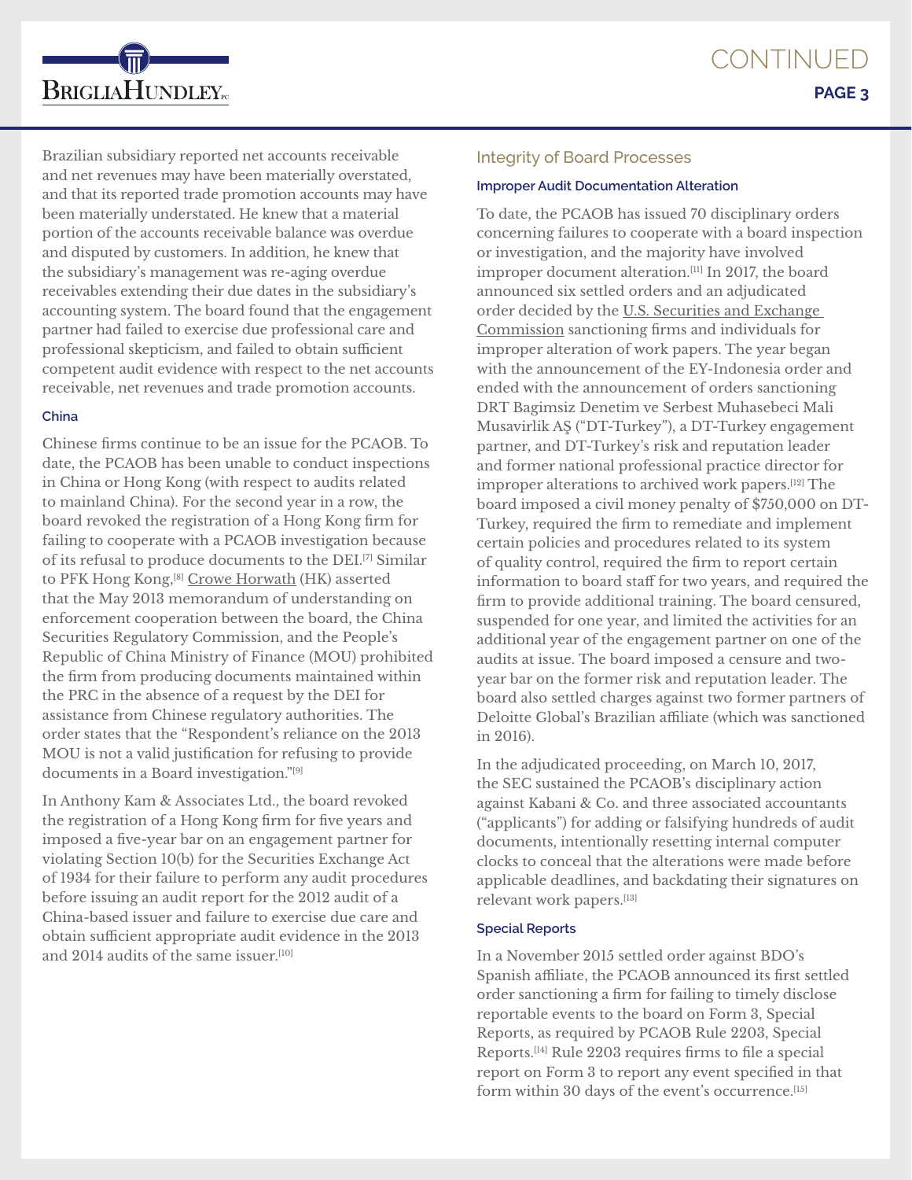Brazilian subsidiary reported net accounts receivable and net revenues may have been materially overstated, and that its reported trade promotion accounts may have been materially understated. He knew that a material portion of the accounts receivable balance was overdue and disputed by customers. In addition, he knew that the subsidiary's management was re-aging overdue receivables extending their due dates in the subsidiary's accounting system. The board found that the engagement partner had failed to exercise due professional care and professional skepticism, and failed to obtain sufficient competent audit evidence with respect to the net accounts receivable, net revenues and trade promotion accounts.

#### China

Chinese firms continue to be an issue for the PCAOB. To date, the PCAOB has been unable to conduct inspections in China or Hong Kong (with respect to audits related to mainland China). For the second year in a row, the board revoked the registration of a Hong Kong firm for failing to cooperate with a PCAOB investigation because of its refusal to produce documents to the DEI.[7] Similar to PFK Hong Kong,[8] Crowe Horwath (HK) asserted that the May 2013 memorandum of understanding on enforcement cooperation between the board, the China Securities Regulatory Commission, and the People's Republic of China Ministry of Finance (MOU) prohibited the firm from producing documents maintained within the PRC in the absence of a request by the DEI for assistance from Chinese regulatory authorities. The order states that the "Respondent's reliance on the 2013 MOU is not a valid justification for refusing to provide documents in a Board investigation."[9]

In Anthony Kam & Associates Ltd., the board revoked the registration of a Hong Kong firm for five years and imposed a five-year bar on an engagement partner for violating Section 10(b) for the Securities Exchange Act of 1934 for their failure to perform any audit procedures before issuing an audit report for the 2012 audit of a China-based issuer and failure to exercise due care and obtain sufficient appropriate audit evidence in the 2013 and 2014 audits of the same issuer.[10]

### Integrity of Board Processes

#### Improper Audit Documentation Alteration

To date, the PCAOB has issued 70 disciplinary orders concerning failures to cooperate with a board inspection or investigation, and the majority have involved improper document alteration.[11] In 2017, the board announced six settled orders and an adjudicated order decided by the U.S. Securities and Exchange Commission sanctioning firms and individuals for improper alteration of work papers. The year began with the announcement of the EY-Indonesia order and ended with the announcement of orders sanctioning DRT Bagimsiz Denetim ve Serbest Muhasebeci Mali Musavirlik AŞ ("DT-Turkey"), a DT-Turkey engagement partner, and DT-Turkey's risk and reputation leader and former national professional practice director for improper alterations to archived work papers.[12] The board imposed a civil money penalty of $750,000 on DT-Turkey, required the firm to remediate and implement certain policies and procedures related to its system of quality control, required the firm to report certain information to board staff for two years, and required the firm to provide additional training. The board censured, suspended for one year, and limited the activities for an additional year of the engagement partner on one of the audits at issue. The board imposed a censure and two-year bar on the former risk and reputation leader. The board also settled charges against two former partners of Deloitte Global's Brazilian affiliate (which was sanctioned in 2016).

In the adjudicated proceeding, on March 10, 2017, the SEC sustained the PCAOB's disciplinary action against Kabani & Co. and three associated accountants ("applicants") for adding or falsifying hundreds of audit documents, intentionally resetting internal computer clocks to conceal that the alterations were made before applicable deadlines, and backdating their signatures on relevant work papers.[13]

#### Special Reports

In a November 2015 settled order against BDO's Spanish affiliate, the PCAOB announced its first settled order sanctioning a firm for failing to timely disclose reportable events to the board on Form 3, Special Reports, as required by PCAOB Rule 2203, Special Reports.[14] Rule 2203 requires firms to file a special report on Form 3 to report any event specified in that form within 30 days of the event's occurrence.[15]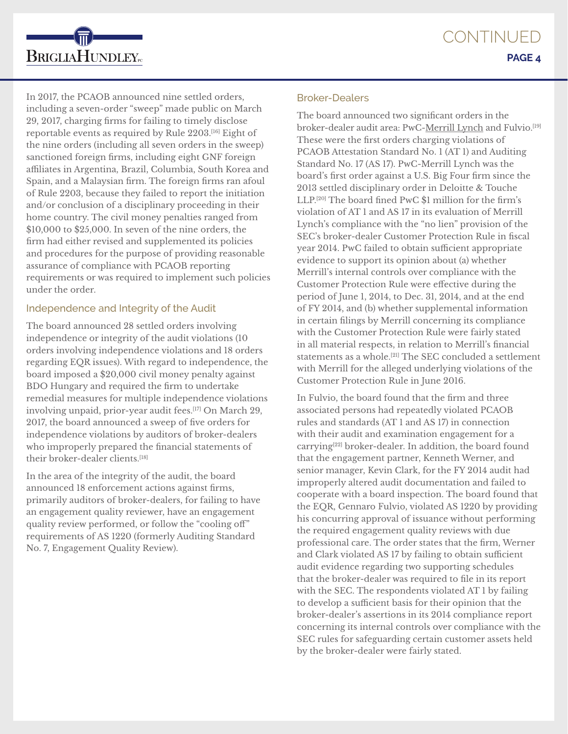In 2017, the PCAOB announced nine settled orders, including a seven-order "sweep" made public on March 29, 2017, charging firms for failing to timely disclose reportable events as required by Rule 2203.[16] Eight of the nine orders (including all seven orders in the sweep) sanctioned foreign firms, including eight GNF foreign affiliates in Argentina, Brazil, Columbia, South Korea and Spain, and a Malaysian firm. The foreign firms ran afoul of Rule 2203, because they failed to report the initiation and/or conclusion of a disciplinary proceeding in their home country. The civil money penalties ranged from $10,000 to $25,000. In seven of the nine orders, the firm had either revised and supplemented its policies and procedures for the purpose of providing reasonable assurance of compliance with PCAOB reporting requirements or was required to implement such policies under the order.

### Independence and Integrity of the Audit

The board announced 28 settled orders involving independence or integrity of the audit violations (10 orders involving independence violations and 18 orders regarding EQR issues). With regard to independence, the board imposed a $20,000 civil money penalty against BDO Hungary and required the firm to undertake remedial measures for multiple independence violations involving unpaid, prior-year audit fees.[17] On March 29, 2017, the board announced a sweep of five orders for independence violations by auditors of broker-dealers who improperly prepared the financial statements of their broker-dealer clients.[18]

In the area of the integrity of the audit, the board announced 18 enforcement actions against firms, primarily auditors of broker-dealers, for failing to have an engagement quality reviewer, have an engagement quality review performed, or follow the "cooling off" requirements of AS 1220 (formerly Auditing Standard No. 7, Engagement Quality Review).

### Broker-Dealers

The board announced two significant orders in the broker-dealer audit area: PwC-Merrill Lynch and Fulvio.[19] These were the first orders charging violations of PCAOB Attestation Standard No. 1 (AT 1) and Auditing Standard No. 17 (AS 17). PwC-Merrill Lynch was the board's first order against a U.S. Big Four firm since the 2013 settled disciplinary order in Deloitte & Touche LLP.[20] The board fined PwC $1 million for the firm's violation of AT 1 and AS 17 in its evaluation of Merrill Lynch's compliance with the "no lien" provision of the SEC's broker-dealer Customer Protection Rule in fiscal year 2014. PwC failed to obtain sufficient appropriate evidence to support its opinion about (a) whether Merrill's internal controls over compliance with the Customer Protection Rule were effective during the period of June 1, 2014, to Dec. 31, 2014, and at the end of FY 2014, and (b) whether supplemental information in certain filings by Merrill concerning its compliance with the Customer Protection Rule were fairly stated in all material respects, in relation to Merrill's financial statements as a whole.[21] The SEC concluded a settlement with Merrill for the alleged underlying violations of the Customer Protection Rule in June 2016.

In Fulvio, the board found that the firm and three associated persons had repeatedly violated PCAOB rules and standards (AT 1 and AS 17) in connection with their audit and examination engagement for a carrying[22] broker-dealer. In addition, the board found that the engagement partner, Kenneth Werner, and senior manager, Kevin Clark, for the FY 2014 audit had improperly altered audit documentation and failed to cooperate with a board inspection. The board found that the EQR, Gennaro Fulvio, violated AS 1220 by providing his concurring approval of issuance without performing the required engagement quality reviews with due professional care. The order states that the firm, Werner and Clark violated AS 17 by failing to obtain sufficient audit evidence regarding two supporting schedules that the broker-dealer was required to file in its report with the SEC. The respondents violated AT 1 by failing to develop a sufficient basis for their opinion that the broker-dealer's assertions in its 2014 compliance report concerning its internal controls over compliance with the SEC rules for safeguarding certain customer assets held by the broker-dealer were fairly stated.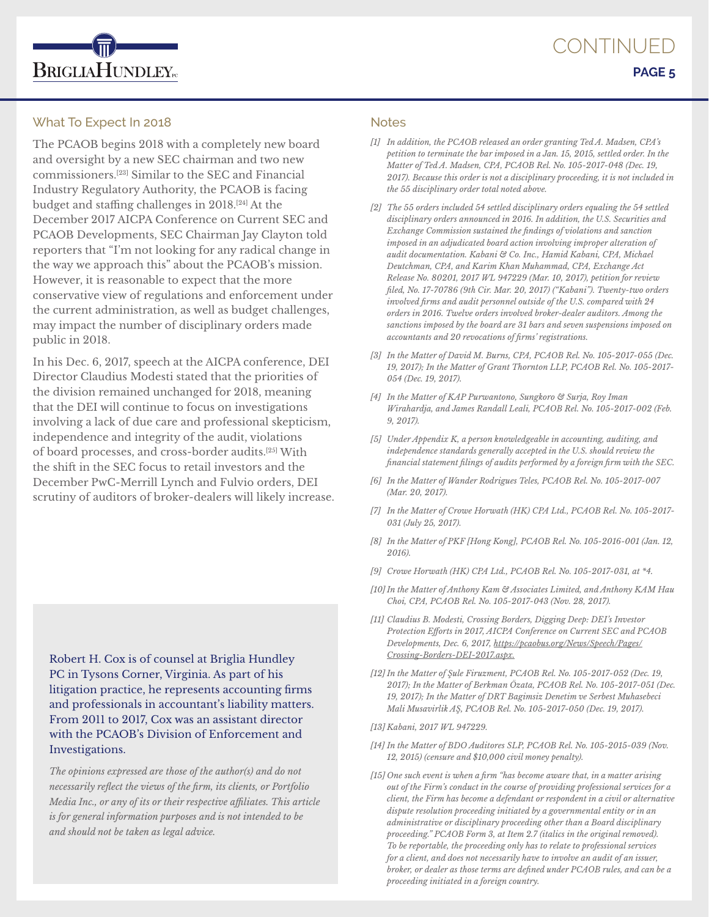## What To Expect In 2018

The PCAOB begins 2018 with a completely new board and oversight by a new SEC chairman and two new commissioners.[23] Similar to the SEC and Financial Industry Regulatory Authority, the PCAOB is facing budget and staffing challenges in 2018.[24] At the December 2017 AICPA Conference on Current SEC and PCAOB Developments, SEC Chairman Jay Clayton told reporters that "I'm not looking for any radical change in the way we approach this" about the PCAOB's mission. However, it is reasonable to expect that the more conservative view of regulations and enforcement under the current administration, as well as budget challenges, may impact the number of disciplinary orders made public in 2018.

In his Dec. 6, 2017, speech at the AICPA conference, DEI Director Claudius Modesti stated that the priorities of the division remained unchanged for 2018, meaning that the DEI will continue to focus on investigations involving a lack of due care and professional skepticism, independence and integrity of the audit, violations of board processes, and cross-border audits.[25] With the shift in the SEC focus to retail investors and the December PwC-Merrill Lynch and Fulvio orders, DEI scrutiny of auditors of broker-dealers will likely increase.

Robert H. Cox is of counsel at Briglia Hundley PC in Tysons Corner, Virginia. As part of his litigation practice, he represents accounting firms and professionals in accountant's liability matters. From 2011 to 2017, Cox was an assistant director with the PCAOB's Division of Enforcement and Investigations.

*The opinions expressed are those of the author(s) and do not necessarily reflect the views of the firm, its clients, or Portfolio Media Inc., or any of its or their respective affiliates. This article is for general information purposes and is not intended to be and should not be taken as legal advice.*

## Notes

*[1] In addition, the PCAOB released an order granting Ted A. Madsen, CPA's petition to terminate the bar imposed in a Jan. 15, 2015, settled order. In the Matter of Ted A. Madsen, CPA, PCAOB Rel. No. 105-2017-048 (Dec. 19, 2017). Because this order is not a disciplinary proceeding, it is not included in the 55 disciplinary order total noted above.*

*[2] The 55 orders included 54 settled disciplinary orders equaling the 54 settled disciplinary orders announced in 2016. In addition, the U.S. Securities and Exchange Commission sustained the findings of violations and sanction imposed in an adjudicated board action involving improper alteration of audit documentation. Kabani & Co. Inc., Hamid Kabani, CPA, Michael Deutchman, CPA, and Karim Khan Muhammad, CPA, Exchange Act Release No. 80201, 2017 WL 947229 (Mar. 10, 2017), petition for review filed, No. 17-70786 (9th Cir. Mar. 20, 2017) ("Kabani"). Twenty-two orders involved firms and audit personnel outside of the U.S. compared with 24 orders in 2016. Twelve orders involved broker-dealer auditors. Among the sanctions imposed by the board are 31 bars and seven suspensions imposed on accountants and 20 revocations of firms' registrations.*

*[3] In the Matter of David M. Burns, CPA, PCAOB Rel. No. 105-2017-055 (Dec. 19, 2017); In the Matter of Grant Thornton LLP, PCAOB Rel. No. 105-2017-054 (Dec. 19, 2017).*

*[4] In the Matter of KAP Purwantono, Sungkoro & Surja, Roy Iman Wirahardja, and James Randall Leali, PCAOB Rel. No. 105-2017-002 (Feb. 9, 2017).*

*[5] Under Appendix K, a person knowledgeable in accounting, auditing, and independence standards generally accepted in the U.S. should review the financial statement filings of audits performed by a foreign firm with the SEC.*

*[6] In the Matter of Wander Rodrigues Teles, PCAOB Rel. No. 105-2017-007 (Mar. 20, 2017).*

*[7] In the Matter of Crowe Horwath (HK) CPA Ltd., PCAOB Rel. No. 105-2017-031 (July 25, 2017).*

*[8] In the Matter of PKF [Hong Kong], PCAOB Rel. No. 105-2016-001 (Jan. 12, 2016).*

*[9] Crowe Horwath (HK) CPA Ltd., PCAOB Rel. No. 105-2017-031, at *4.*

*[10] In the Matter of Anthony Kam & Associates Limited, and Anthony KAM Hau Choi, CPA, PCAOB Rel. No. 105-2017-043 (Nov. 28, 2017).*

*[11] Claudius B. Modesti, Crossing Borders, Digging Deep: DEI's Investor Protection Efforts in 2017, AICPA Conference on Current SEC and PCAOB Developments, Dec. 6, 2017, https://pcaobus.org/News/Speech/Pages/Crossing-Borders-DEI-2017.aspx.*

*[12] In the Matter of Şule Firuzment, PCAOB Rel. No. 105-2017-052 (Dec. 19, 2017); In the Matter of Berkman Özata, PCAOB Rel. No. 105-2017-051 (Dec. 19, 2017); In the Matter of DRT Bagimsiz Denetim ve Serbest Muhasebeci Mali Musavirlik AŞ, PCAOB Rel. No. 105-2017-050 (Dec. 19, 2017).*

*[13] Kabani, 2017 WL 947229.*

*[14] In the Matter of BDO Auditores SLP, PCAOB Rel. No. 105-2015-039 (Nov. 12, 2015) (censure and $10,000 civil money penalty).*

*[15] One such event is when a firm "has become aware that, in a matter arising out of the Firm's conduct in the course of providing professional services for a client, the Firm has become a defendant or respondent in a civil or alternative dispute resolution proceeding initiated by a governmental entity or in an administrative or disciplinary proceeding other than a Board disciplinary proceeding." PCAOB Form 3, at Item 2.7 (italics in the original removed). To be reportable, the proceeding only has to relate to professional services for a client, and does not necessarily have to involve an audit of an issuer, broker, or dealer as those terms are defined under PCAOB rules, and can be a proceeding initiated in a foreign country.*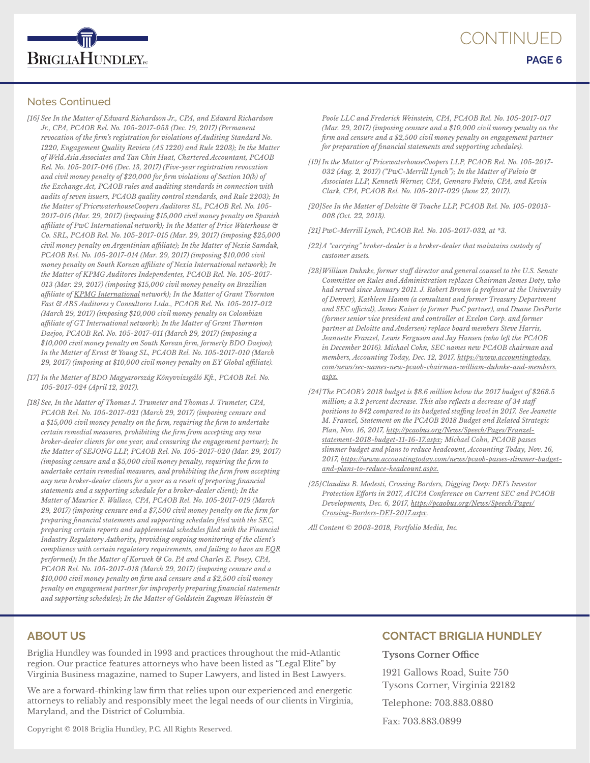## Notes Continued

*[16] See In the Matter of Edward Richardson Jr., CPA, and Edward Richardson Jr., CPA, PCAOB Rel. No. 105-2017-053 (Dec. 19, 2017) (Permanent revocation of the firm's registration for violations of Auditing Standard No. 1220, Engagement Quality Review (AS 1220) and Rule 2203); In the Matter of Weld Asia Associates and Tan Chin Huat, Chartered Accountant, PCAOB Rel. No. 105-2017-046 (Dec. 13, 2017) (Five-year registration revocation and civil money penalty of $20,000 for firm violations of Section 10(b) of the Exchange Act, PCAOB rules and auditing standards in connection with audits of seven issuers, PCAOB quality control standards, and Rule 2203); In the Matter of PricewaterhouseCoopers Auditores SL, PCAOB Rel. No. 105-2017-016 (Mar. 29, 2017) (imposing $15,000 civil money penalty on Spanish affiliate of PwC International network); In the Matter of Price Waterhouse & Co. SRL, PCAOB Rel. No. 105-2017-015 (Mar. 29, 2017) (imposing $25,000 civil money penalty on Argentinian affiliate); In the Matter of Nexia Samduk, PCAOB Rel. No. 105-2017-014 (Mar. 29, 2017) (imposing $10,000 civil money penalty on South Korean affiliate of Nexia International network); In the Matter of KPMG Auditores Independentes, PCAOB Rel. No. 105-2017-013 (Mar. 29, 2017) (imposing $15,000 civil money penalty on Brazilian affiliate of KPMG International network); In the Matter of Grant Thornton Fast & ABS Auditores y Consultores Ltda., PCAOB Rel. No. 105-2017-012 (March 29, 2017) (imposing $10,000 civil money penalty on Colombian affiliate of GT International network); In the Matter of Grant Thornton Daejoo, PCAOB Rel. No. 105-2017-011 (March 29, 2017) (imposing a $10,000 civil money penalty on South Korean firm, formerly BDO Daejoo); In the Matter of Ernst & Young SL, PCAOB Rel. No. 105-2017-010 (March 29, 2017) (imposing at $10,000 civil money penalty on EY Global affiliate).*

*[17] In the Matter of BDO Magyarország Könyvvizsgáló Kft., PCAOB Rel. No. 105-2017-024 (April 12, 2017).*

*[18] See, In the Matter of Thomas J. Trumeter and Thomas J. Trumeter, CPA, PCAOB Rel. No. 105-2017-021 (March 29, 2017) (imposing censure and a $15,000 civil money penalty on the firm, requiring the firm to undertake certain remedial measures, prohibiting the firm from accepting any new broker-dealer clients for one year, and censuring the engagement partner); In the Matter of SEJONG LLP, PCAOB Rel. No. 105-2017-020 (Mar. 29, 2017) (imposing censure and a $5,000 civil money penalty, requiring the firm to undertake certain remedial measures, and prohibiting the firm from accepting any new broker-dealer clients for a year as a result of preparing financial statements and a supporting schedule for a broker-dealer client); In the Matter of Maurice F. Wallace, CPA, PCAOB Rel. No. 105-2017-019 (March 29, 2017) (imposing censure and a $7,500 civil money penalty on the firm for preparing financial statements and supporting schedules filed with the SEC, preparing certain reports and supplemental schedules filed with the Financial Industry Regulatory Authority, providing ongoing monitoring of the client's compliance with certain regulatory requirements, and failing to have an EQR performed); In the Matter of Korwek & Co. PA and Charles E. Posey, CPA, PCAOB Rel. No. 105-2017-018 (March 29, 2017) (imposing censure and a $10,000 civil money penalty on firm and censure and a $2,500 civil money penalty on engagement partner for improperly preparing financial statements and supporting schedules); In the Matter of Goldstein Zugman Weinstein & Poole LLC and Frederick Weinstein, CPA, PCAOB Rel. No. 105-2017-017 (Mar. 29, 2017) (imposing censure and a $10,000 civil money penalty on the firm and censure and a $2,500 civil money penalty on engagement partner for preparation of financial statements and supporting schedules).*

*[19] In the Matter of PricewaterhouseCoopers LLP, PCAOB Rel. No. 105-2017-032 (Aug. 2, 2017) ("PwC-Merrill Lynch"); In the Matter of Fulvio & Associates LLP, Kenneth Werner, CPA, Gennaro Fulvio, CPA, and Kevin Clark, CPA, PCAOB Rel. No. 105-2017-029 (June 27, 2017).*

*[20] See In the Matter of Deloitte & Touche LLP, PCAOB Rel. No. 105-02013-008 (Oct. 22, 2013).*

*[21] PwC-Merrill Lynch, PCAOB Rel. No. 105-2017-032, at *3.*

*[22] A "carrying" broker-dealer is a broker-dealer that maintains custody of customer assets.*

*[23] William Duhnke, former staff director and general counsel to the U.S. Senate Committee on Rules and Administration replaces Chairman James Doty, who had served since January 2011. J. Robert Brown (a professor at the University of Denver), Kathleen Hamm (a consultant and former Treasury Department and SEC official), James Kaiser (a former PwC partner), and Duane DesParte (former senior vice president and controller at Exelon Corp. and former partner at Deloitte and Andersen) replace board members Steve Harris, Jeannette Franzel, Lewis Ferguson and Jay Hansen (who left the PCAOB in December 2016). Michael Cohn, SEC names new PCAOB chairman and members, Accounting Today, Dec. 12, 2017, https://www.accountingtoday.com/news/sec-names-new-pcaob-chairman-william-duhnke-and-members.aspx.*

*[24] The PCAOB's 2018 budget is $8.6 million below the 2017 budget of $268.5 million; a 3.2 percent decrease. This also reflects a decrease of 34 staff positions to 842 compared to its budgeted staffing level in 2017. See Jeanette M. Franzel, Statement on the PCAOB 2018 Budget and Related Strategic Plan, Nov. 16, 2017, http://pcaobus.org/News/Speech/Pages/Franzel-statement-2018-budget-11-16-17.aspx; Michael Cohn, PCAOB passes slimmer budget and plans to reduce headcount, Accounting Today, Nov. 16, 2017, https://www.accountingtoday.com/news/pcaob-passes-slimmer-budget-and-plans-to-reduce-headcount.aspx.*

*[25] Claudius B. Modesti, Crossing Borders, Digging Deep: DEI's Investor Protection Efforts in 2017, AICPA Conference on Current SEC and PCAOB Developments, Dec. 6, 2017, https://pcaobus.org/News/Speech/Pages/Crossing-Borders-DEI-2017.aspx.*

*All Content © 2003-2018, Portfolio Media, Inc.*

## ABOUT US

Briglia Hundley was founded in 1993 and practices throughout the mid-Atlantic region. Our practice features attorneys who have been listed as "Legal Elite" by Virginia Business magazine, named to Super Lawyers, and listed in Best Lawyers.

We are a forward-thinking law firm that relies upon our experienced and energetic attorneys to reliably and responsibly meet the legal needs of our clients in Virginia, Maryland, and the District of Columbia.

Copyright © 2018 Briglia Hundley, P.C. All Rights Reserved.

## CONTACT BRIGLIA HUNDLEY

**Tysons Corner Office**

1921 Gallows Road, Suite 750
Tysons Corner, Virginia 22182

Telephone: 703.883.0880

Fax: 703.883.0899